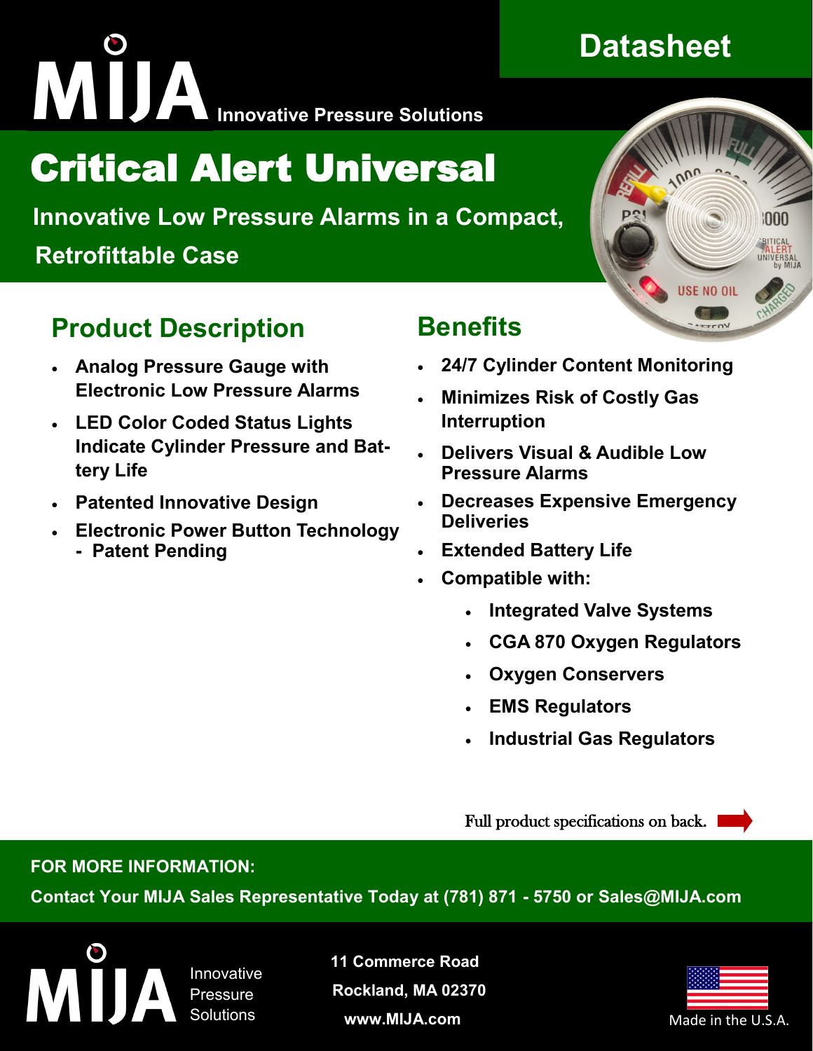# MIJA

Innovative Pressure Solutions

**Datasheet**

# Critical Alert Universal

**Innovative Low Pressure Alarms in a Compact, Retrofittable Case**

## Product Description

- **Analog Pressure Gauge with Electronic Low Pressure Alarms**
- **LED Color Coded Status Lights Indicate Cylinder Pressure and Battery Life**
- **Patented Innovative Design**
- **Electronic Power Button Technology - Patent Pending**

## Benefits

- **24/7 Cylinder Content Monitoring**
- **Minimizes Risk of Costly Gas Interruption**
- **Delivers Visual & Audible Low Pressure Alarms**
- **Decreases Expensive Emergency Deliveries**
- **Extended Battery Life**
- **Compatible with:**
  - **Integrated Valve Systems**
  - **CGA 870 Oxygen Regulators**
  - **Oxygen Conservers**
  - **EMS Regulators**
  - **Industrial Gas Regulators**

Full product specifications on back.

**FOR MORE INFORMATION:**

**Contact Your MIJA Sales Representative Today at (781) 871 - 5750 or Sales@MIJA.com**

MIJA Innovative Pressure Solutions

**11 Commerce Road**
**Rockland, MA 02370**
**www.MIJA.com**

Made in the U.S.A.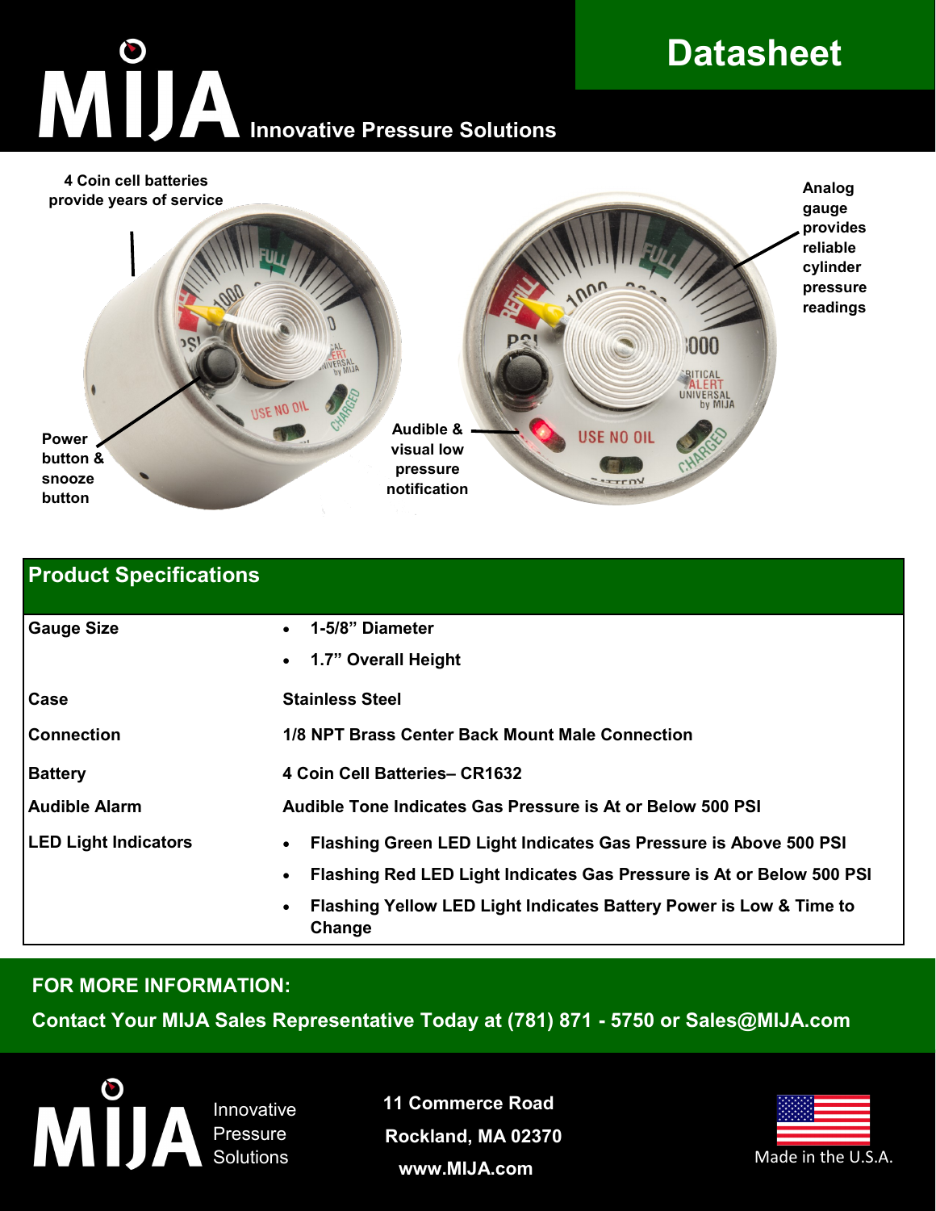# MIJA Innovative Pressure Solutions

## Datasheet

4 Coin cell batteries provide years of service

Analog gauge provides reliable cylinder pressure readings

Power button & snooze button

Audible & visual low pressure notification

## Product Specifications

| | |
|---|---|
| **Gauge Size** | • **1-5/8" Diameter**<br>• **1.7" Overall Height** |
| **Case** | **Stainless Steel** |
| **Connection** | **1/8 NPT Brass Center Back Mount Male Connection** |
| **Battery** | **4 Coin Cell Batteries– CR1632** |
| **Audible Alarm** | **Audible Tone Indicates Gas Pressure is At or Below 500 PSI** |
| **LED Light Indicators** | • **Flashing Green LED Light Indicates Gas Pressure is Above 500 PSI**<br>• **Flashing Red LED Light Indicates Gas Pressure is At or Below 500 PSI**<br>• **Flashing Yellow LED Light Indicates Battery Power is Low & Time to Change** |

**FOR MORE INFORMATION:**

**Contact Your MIJA Sales Representative Today at (781) 871 - 5750 or Sales@MIJA.com**

MIJA Innovative Pressure Solutions

**11 Commerce Road**
**Rockland, MA 02370**
**www.MIJA.com**

Made in the U.S.A.